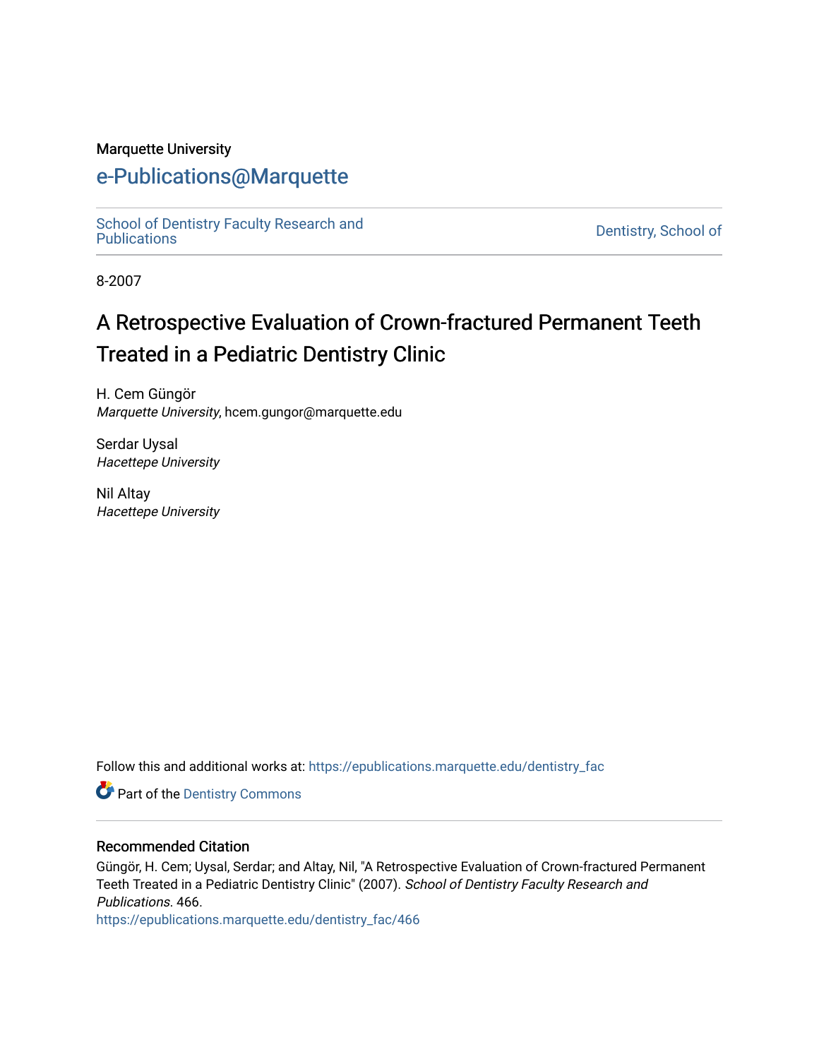Marquette University

# e-Publications@Marquette

School of Dentistry Faculty Research and Publications

Dentistry, School of

8-2007

# A Retrospective Evaluation of Crown-fractured Permanent Teeth Treated in a Pediatric Dentistry Clinic

H. Cem Güngör
*Marquette University*, hcem.gungor@marquette.edu

Serdar Uysal
*Hacettepe University*

Nil Altay
*Hacettepe University*

Follow this and additional works at: https://epublications.marquette.edu/dentistry_fac

Part of the Dentistry Commons

## Recommended Citation

Güngör, H. Cem; Uysal, Serdar; and Altay, Nil, "A Retrospective Evaluation of Crown-fractured Permanent Teeth Treated in a Pediatric Dentistry Clinic" (2007). *School of Dentistry Faculty Research and Publications*. 466.
https://epublications.marquette.edu/dentistry_fac/466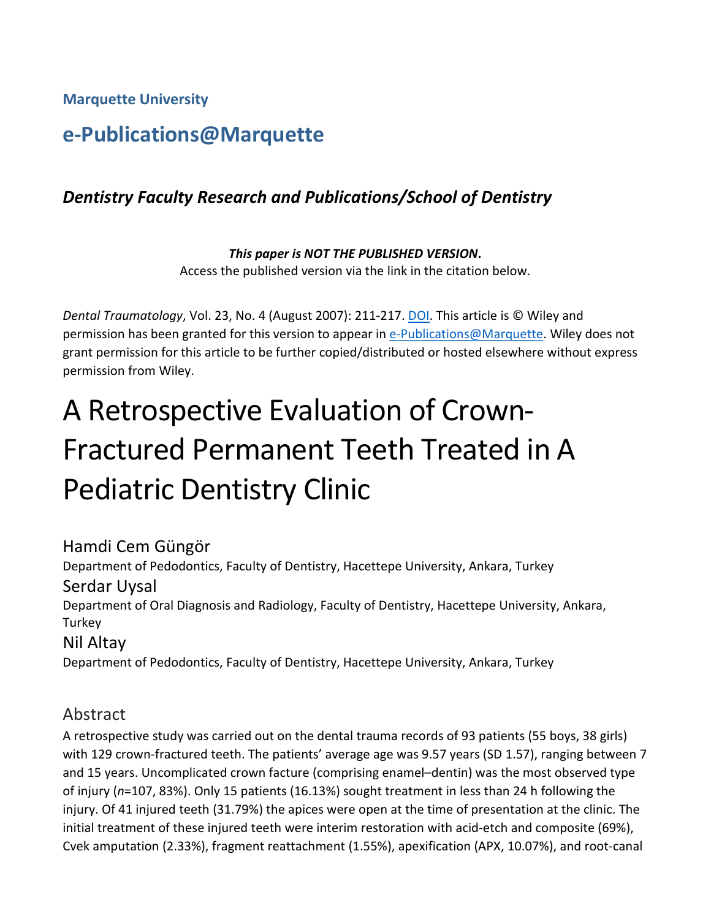Marquette University

# e-Publications@Marquette

### *Dentistry Faculty Research and Publications/School of Dentistry*

***This paper is NOT THE PUBLISHED VERSION*.**
Access the published version via the link in the citation below.

*Dental Traumatology*, Vol. 23, No. 4 (August 2007): 211-217. DOI. This article is © Wiley and permission has been granted for this version to appear in e-Publications@Marquette. Wiley does not grant permission for this article to be further copied/distributed or hosted elsewhere without express permission from Wiley.

# A Retrospective Evaluation of Crown-Fractured Permanent Teeth Treated in A Pediatric Dentistry Clinic

Hamdi Cem Güngör
Department of Pedodontics, Faculty of Dentistry, Hacettepe University, Ankara, Turkey

Serdar Uysal
Department of Oral Diagnosis and Radiology, Faculty of Dentistry, Hacettepe University, Ankara, Turkey

Nil Altay
Department of Pedodontics, Faculty of Dentistry, Hacettepe University, Ankara, Turkey

## Abstract

A retrospective study was carried out on the dental trauma records of 93 patients (55 boys, 38 girls) with 129 crown-fractured teeth. The patients' average age was 9.57 years (SD 1.57), ranging between 7 and 15 years. Uncomplicated crown facture (comprising enamel–dentin) was the most observed type of injury (*n*=107, 83%). Only 15 patients (16.13%) sought treatment in less than 24 h following the injury. Of 41 injured teeth (31.79%) the apices were open at the time of presentation at the clinic. The initial treatment of these injured teeth were interim restoration with acid-etch and composite (69%), Cvek amputation (2.33%), fragment reattachment (1.55%), apexification (APX, 10.07%), and root-canal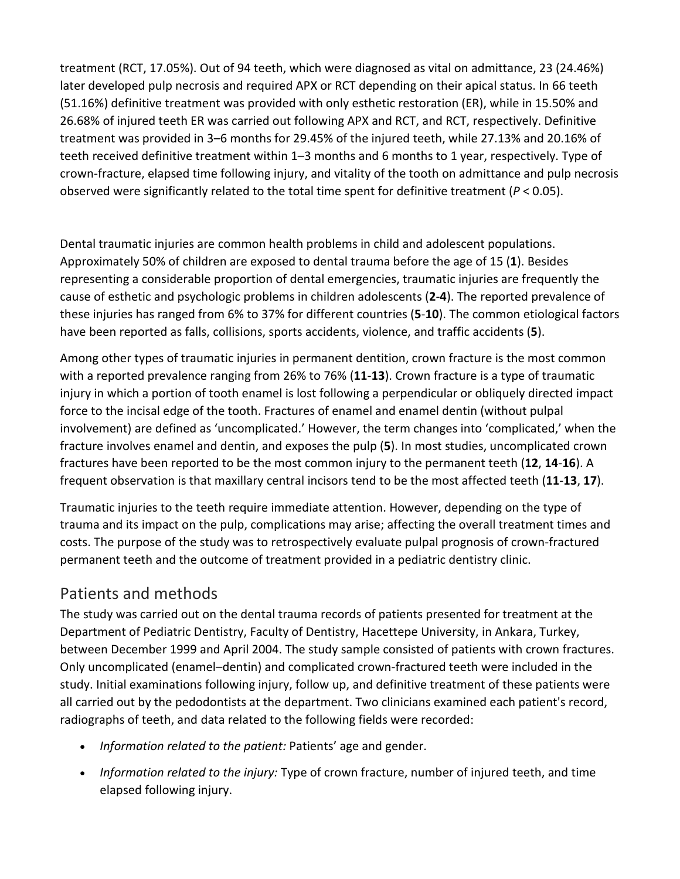treatment (RCT, 17.05%). Out of 94 teeth, which were diagnosed as vital on admittance, 23 (24.46%) later developed pulp necrosis and required APX or RCT depending on their apical status. In 66 teeth (51.16%) definitive treatment was provided with only esthetic restoration (ER), while in 15.50% and 26.68% of injured teeth ER was carried out following APX and RCT, and RCT, respectively. Definitive treatment was provided in 3–6 months for 29.45% of the injured teeth, while 27.13% and 20.16% of teeth received definitive treatment within 1–3 months and 6 months to 1 year, respectively. Type of crown-fracture, elapsed time following injury, and vitality of the tooth on admittance and pulp necrosis observed were significantly related to the total time spent for definitive treatment ($P < 0.05$).

Dental traumatic injuries are common health problems in child and adolescent populations. Approximately 50% of children are exposed to dental trauma before the age of 15 (**1**). Besides representing a considerable proportion of dental emergencies, traumatic injuries are frequently the cause of esthetic and psychologic problems in children adolescents (**2**-**4**). The reported prevalence of these injuries has ranged from 6% to 37% for different countries (**5**-**10**). The common etiological factors have been reported as falls, collisions, sports accidents, violence, and traffic accidents (**5**).

Among other types of traumatic injuries in permanent dentition, crown fracture is the most common with a reported prevalence ranging from 26% to 76% (**11**-**13**). Crown fracture is a type of traumatic injury in which a portion of tooth enamel is lost following a perpendicular or obliquely directed impact force to the incisal edge of the tooth. Fractures of enamel and enamel dentin (without pulpal involvement) are defined as 'uncomplicated.' However, the term changes into 'complicated,' when the fracture involves enamel and dentin, and exposes the pulp (**5**). In most studies, uncomplicated crown fractures have been reported to be the most common injury to the permanent teeth (**12**, **14**-**16**). A frequent observation is that maxillary central incisors tend to be the most affected teeth (**11**-**13**, **17**).

Traumatic injuries to the teeth require immediate attention. However, depending on the type of trauma and its impact on the pulp, complications may arise; affecting the overall treatment times and costs. The purpose of the study was to retrospectively evaluate pulpal prognosis of crown-fractured permanent teeth and the outcome of treatment provided in a pediatric dentistry clinic.

## Patients and methods

The study was carried out on the dental trauma records of patients presented for treatment at the Department of Pediatric Dentistry, Faculty of Dentistry, Hacettepe University, in Ankara, Turkey, between December 1999 and April 2004. The study sample consisted of patients with crown fractures. Only uncomplicated (enamel–dentin) and complicated crown-fractured teeth were included in the study. Initial examinations following injury, follow up, and definitive treatment of these patients were all carried out by the pedodontists at the department. Two clinicians examined each patient's record, radiographs of teeth, and data related to the following fields were recorded:

- *Information related to the patient:* Patients' age and gender.
- *Information related to the injury:* Type of crown fracture, number of injured teeth, and time elapsed following injury.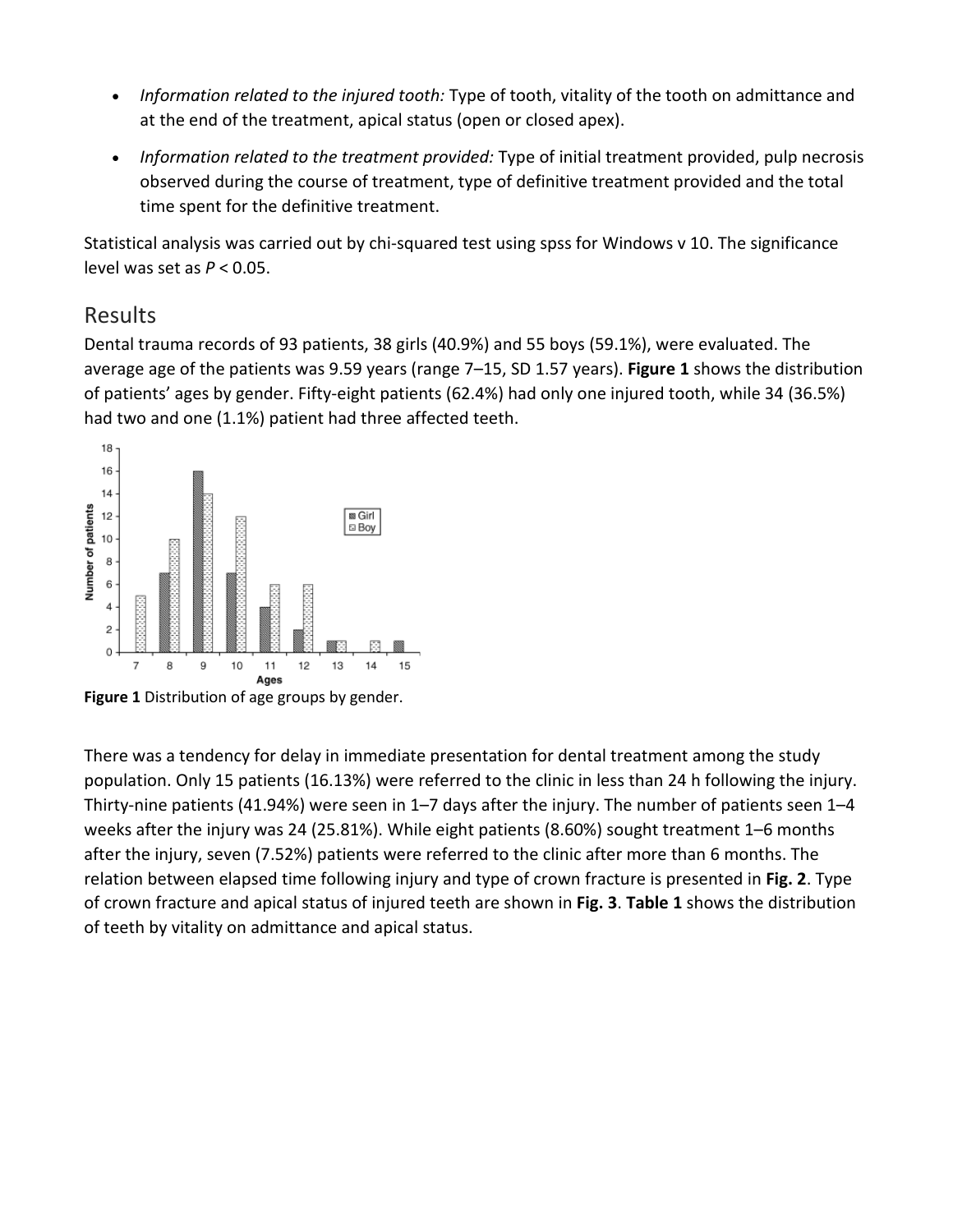- *Information related to the injured tooth:* Type of tooth, vitality of the tooth on admittance and at the end of the treatment, apical status (open or closed apex).
- *Information related to the treatment provided:* Type of initial treatment provided, pulp necrosis observed during the course of treatment, type of definitive treatment provided and the total time spent for the definitive treatment.

Statistical analysis was carried out by chi-squared test using spss for Windows v 10. The significance level was set as $P < 0.05$.

## Results

Dental trauma records of 93 patients, 38 girls (40.9%) and 55 boys (59.1%), were evaluated. The average age of the patients was 9.59 years (range 7–15, SD 1.57 years). **Figure 1** shows the distribution of patients' ages by gender. Fifty-eight patients (62.4%) had only one injured tooth, while 34 (36.5%) had two and one (1.1%) patient had three affected teeth.

**Figure 1** Distribution of age groups by gender.

There was a tendency for delay in immediate presentation for dental treatment among the study population. Only 15 patients (16.13%) were referred to the clinic in less than 24 h following the injury. Thirty-nine patients (41.94%) were seen in 1–7 days after the injury. The number of patients seen 1–4 weeks after the injury was 24 (25.81%). While eight patients (8.60%) sought treatment 1–6 months after the injury, seven (7.52%) patients were referred to the clinic after more than 6 months. The relation between elapsed time following injury and type of crown fracture is presented in **Fig. 2**. Type of crown fracture and apical status of injured teeth are shown in **Fig. 3**. **Table 1** shows the distribution of teeth by vitality on admittance and apical status.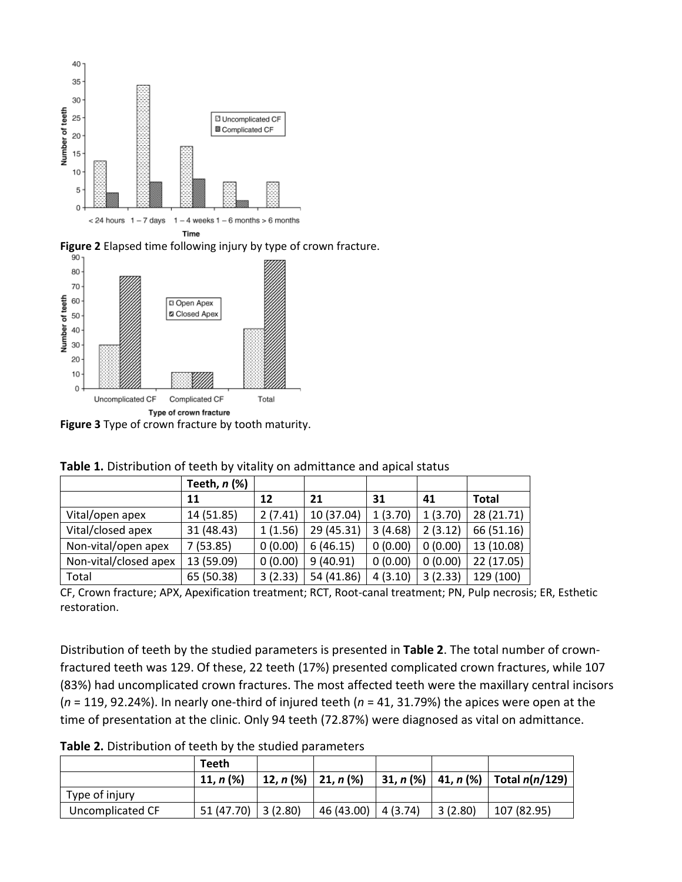**Figure 2** Elapsed time following injury by type of crown fracture.

**Figure 3** Type of crown fracture by tooth maturity.

**Table 1.** Distribution of teeth by vitality on admittance and apical status

| | Teeth, *n* (%) | | | | | |
|---|---|---|---|---|---|---|
| | **11** | **12** | **21** | **31** | **41** | **Total** |
| Vital/open apex | 14 (51.85) | 2 (7.41) | 10 (37.04) | 1 (3.70) | 1 (3.70) | 28 (21.71) |
| Vital/closed apex | 31 (48.43) | 1 (1.56) | 29 (45.31) | 3 (4.68) | 2 (3.12) | 66 (51.16) |
| Non-vital/open apex | 7 (53.85) | 0 (0.00) | 6 (46.15) | 0 (0.00) | 0 (0.00) | 13 (10.08) |
| Non-vital/closed apex | 13 (59.09) | 0 (0.00) | 9 (40.91) | 0 (0.00) | 0 (0.00) | 22 (17.05) |
| Total | 65 (50.38) | 3 (2.33) | 54 (41.86) | 4 (3.10) | 3 (2.33) | 129 (100) |

CF, Crown fracture; APX, Apexification treatment; RCT, Root-canal treatment; PN, Pulp necrosis; ER, Esthetic restoration.

Distribution of teeth by the studied parameters is presented in **Table 2**. The total number of crown-fractured teeth was 129. Of these, 22 teeth (17%) presented complicated crown fractures, while 107 (83%) had uncomplicated crown fractures. The most affected teeth were the maxillary central incisors (*n* = 119, 92.24%). In nearly one-third of injured teeth (*n* = 41, 31.79%) the apices were open at the time of presentation at the clinic. Only 94 teeth (72.87%) were diagnosed as vital on admittance.

**Table 2.** Distribution of teeth by the studied parameters

| | **Teeth** | | | | | |
|---|---|---|---|---|---|---|
| | **11, *n* (%)** | **12, *n* (%)** | **21, *n* (%)** | **31, *n* (%)** | **41, *n* (%)** | **Total *n*(*n*/129)** |
| Type of injury | | | | | | |
| Uncomplicated CF | 51 (47.70) | 3 (2.80) | 46 (43.00) | 4 (3.74) | 3 (2.80) | 107 (82.95) |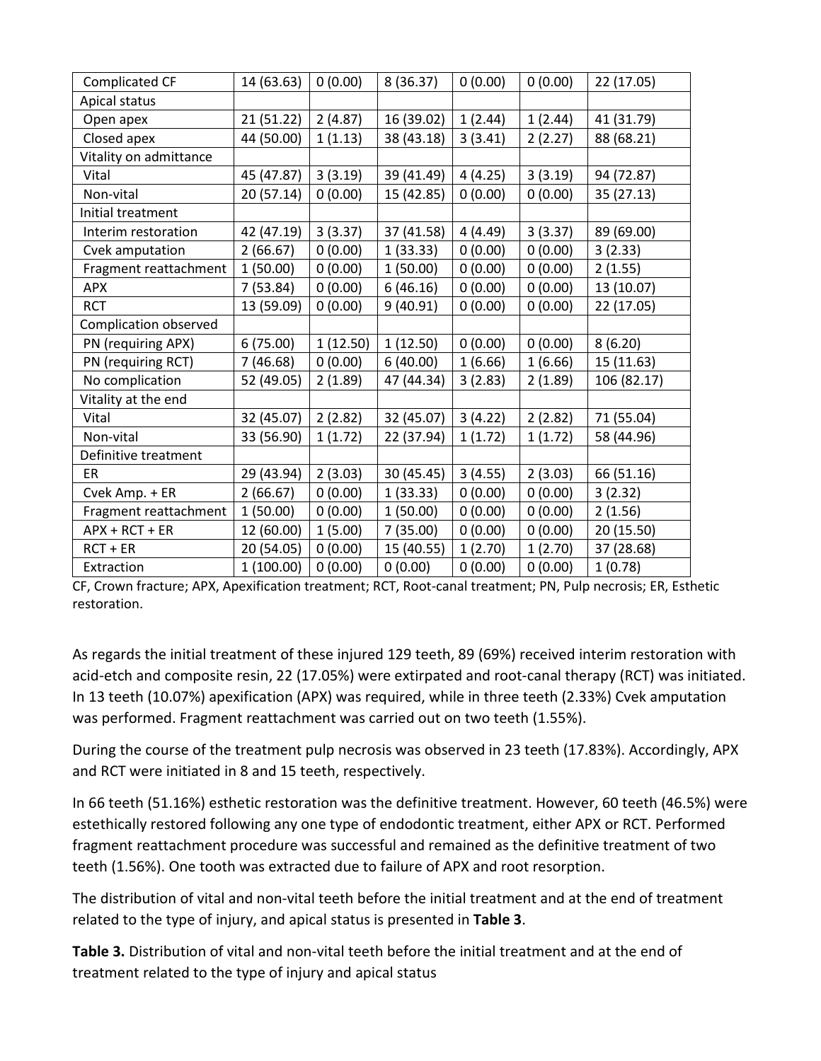| | | | | | | |
|---|---|---|---|---|---|---|
| Complicated CF | 14 (63.63) | 0 (0.00) | 8 (36.37) | 0 (0.00) | 0 (0.00) | 22 (17.05) |
| Apical status | | | | | | |
| Open apex | 21 (51.22) | 2 (4.87) | 16 (39.02) | 1 (2.44) | 1 (2.44) | 41 (31.79) |
| Closed apex | 44 (50.00) | 1 (1.13) | 38 (43.18) | 3 (3.41) | 2 (2.27) | 88 (68.21) |
| Vitality on admittance | | | | | | |
| Vital | 45 (47.87) | 3 (3.19) | 39 (41.49) | 4 (4.25) | 3 (3.19) | 94 (72.87) |
| Non-vital | 20 (57.14) | 0 (0.00) | 15 (42.85) | 0 (0.00) | 0 (0.00) | 35 (27.13) |
| Initial treatment | | | | | | |
| Interim restoration | 42 (47.19) | 3 (3.37) | 37 (41.58) | 4 (4.49) | 3 (3.37) | 89 (69.00) |
| Cvek amputation | 2 (66.67) | 0 (0.00) | 1 (33.33) | 0 (0.00) | 0 (0.00) | 3 (2.33) |
| Fragment reattachment | 1 (50.00) | 0 (0.00) | 1 (50.00) | 0 (0.00) | 0 (0.00) | 2 (1.55) |
| APX | 7 (53.84) | 0 (0.00) | 6 (46.16) | 0 (0.00) | 0 (0.00) | 13 (10.07) |
| RCT | 13 (59.09) | 0 (0.00) | 9 (40.91) | 0 (0.00) | 0 (0.00) | 22 (17.05) |
| Complication observed | | | | | | |
| PN (requiring APX) | 6 (75.00) | 1 (12.50) | 1 (12.50) | 0 (0.00) | 0 (0.00) | 8 (6.20) |
| PN (requiring RCT) | 7 (46.68) | 0 (0.00) | 6 (40.00) | 1 (6.66) | 1 (6.66) | 15 (11.63) |
| No complication | 52 (49.05) | 2 (1.89) | 47 (44.34) | 3 (2.83) | 2 (1.89) | 106 (82.17) |
| Vitality at the end | | | | | | |
| Vital | 32 (45.07) | 2 (2.82) | 32 (45.07) | 3 (4.22) | 2 (2.82) | 71 (55.04) |
| Non-vital | 33 (56.90) | 1 (1.72) | 22 (37.94) | 1 (1.72) | 1 (1.72) | 58 (44.96) |
| Definitive treatment | | | | | | |
| ER | 29 (43.94) | 2 (3.03) | 30 (45.45) | 3 (4.55) | 2 (3.03) | 66 (51.16) |
| Cvek Amp. + ER | 2 (66.67) | 0 (0.00) | 1 (33.33) | 0 (0.00) | 0 (0.00) | 3 (2.32) |
| Fragment reattachment | 1 (50.00) | 0 (0.00) | 1 (50.00) | 0 (0.00) | 0 (0.00) | 2 (1.56) |
| APX + RCT + ER | 12 (60.00) | 1 (5.00) | 7 (35.00) | 0 (0.00) | 0 (0.00) | 20 (15.50) |
| RCT + ER | 20 (54.05) | 0 (0.00) | 15 (40.55) | 1 (2.70) | 1 (2.70) | 37 (28.68) |
| Extraction | 1 (100.00) | 0 (0.00) | 0 (0.00) | 0 (0.00) | 0 (0.00) | 1 (0.78) |

CF, Crown fracture; APX, Apexification treatment; RCT, Root-canal treatment; PN, Pulp necrosis; ER, Esthetic restoration.

As regards the initial treatment of these injured 129 teeth, 89 (69%) received interim restoration with acid-etch and composite resin, 22 (17.05%) were extirpated and root-canal therapy (RCT) was initiated. In 13 teeth (10.07%) apexification (APX) was required, while in three teeth (2.33%) Cvek amputation was performed. Fragment reattachment was carried out on two teeth (1.55%).

During the course of the treatment pulp necrosis was observed in 23 teeth (17.83%). Accordingly, APX and RCT were initiated in 8 and 15 teeth, respectively.

In 66 teeth (51.16%) esthetic restoration was the definitive treatment. However, 60 teeth (46.5%) were estethically restored following any one type of endodontic treatment, either APX or RCT. Performed fragment reattachment procedure was successful and remained as the definitive treatment of two teeth (1.56%). One tooth was extracted due to failure of APX and root resorption.

The distribution of vital and non-vital teeth before the initial treatment and at the end of treatment related to the type of injury, and apical status is presented in **Table 3**.

**Table 3.** Distribution of vital and non-vital teeth before the initial treatment and at the end of treatment related to the type of injury and apical status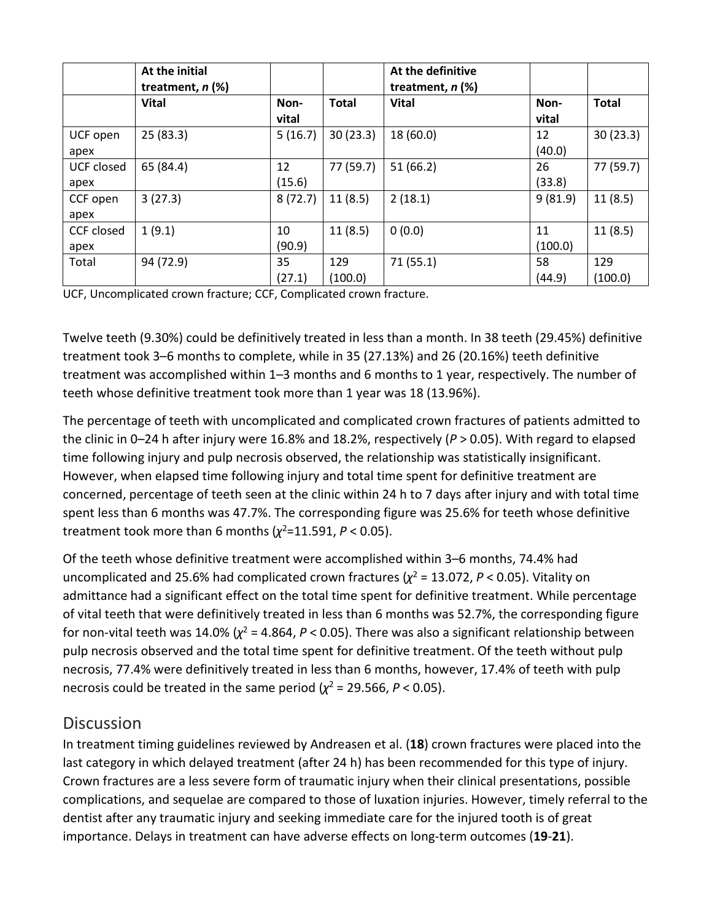| | At the initial treatment, *n* (%) | | | At the definitive treatment, *n* (%) | | |
|---|---|---|---|---|---|---|
| | **Vital** | **Non-vital** | **Total** | **Vital** | **Non-vital** | **Total** |
| UCF open apex | 25 (83.3) | 5 (16.7) | 30 (23.3) | 18 (60.0) | 12 (40.0) | 30 (23.3) |
| UCF closed apex | 65 (84.4) | 12 (15.6) | 77 (59.7) | 51 (66.2) | 26 (33.8) | 77 (59.7) |
| CCF open apex | 3 (27.3) | 8 (72.7) | 11 (8.5) | 2 (18.1) | 9 (81.9) | 11 (8.5) |
| CCF closed apex | 1 (9.1) | 10 (90.9) | 11 (8.5) | 0 (0.0) | 11 (100.0) | 11 (8.5) |
| Total | 94 (72.9) | 35 (27.1) | 129 (100.0) | 71 (55.1) | 58 (44.9) | 129 (100.0) |

UCF, Uncomplicated crown fracture; CCF, Complicated crown fracture.

Twelve teeth (9.30%) could be definitively treated in less than a month. In 38 teeth (29.45%) definitive treatment took 3–6 months to complete, while in 35 (27.13%) and 26 (20.16%) teeth definitive treatment was accomplished within 1–3 months and 6 months to 1 year, respectively. The number of teeth whose definitive treatment took more than 1 year was 18 (13.96%).

The percentage of teeth with uncomplicated and complicated crown fractures of patients admitted to the clinic in 0–24 h after injury were 16.8% and 18.2%, respectively ($P > 0.05$). With regard to elapsed time following injury and pulp necrosis observed, the relationship was statistically insignificant. However, when elapsed time following injury and total time spent for definitive treatment are concerned, percentage of teeth seen at the clinic within 24 h to 7 days after injury and with total time spent less than 6 months was 47.7%. The corresponding figure was 25.6% for teeth whose definitive treatment took more than 6 months ($\chi^2$=11.591, $P < 0.05$).

Of the teeth whose definitive treatment were accomplished within 3–6 months, 74.4% had uncomplicated and 25.6% had complicated crown fractures ($\chi^2$ = 13.072, $P < 0.05$). Vitality on admittance had a significant effect on the total time spent for definitive treatment. While percentage of vital teeth that were definitively treated in less than 6 months was 52.7%, the corresponding figure for non-vital teeth was 14.0% ($\chi^2$ = 4.864, $P < 0.05$). There was also a significant relationship between pulp necrosis observed and the total time spent for definitive treatment. Of the teeth without pulp necrosis, 77.4% were definitively treated in less than 6 months, however, 17.4% of teeth with pulp necrosis could be treated in the same period ($\chi^2$ = 29.566, $P < 0.05$).

## Discussion

In treatment timing guidelines reviewed by Andreasen et al. (**18**) crown fractures were placed into the last category in which delayed treatment (after 24 h) has been recommended for this type of injury. Crown fractures are a less severe form of traumatic injury when their clinical presentations, possible complications, and sequelae are compared to those of luxation injuries. However, timely referral to the dentist after any traumatic injury and seeking immediate care for the injured tooth is of great importance. Delays in treatment can have adverse effects on long-term outcomes (**19**-**21**).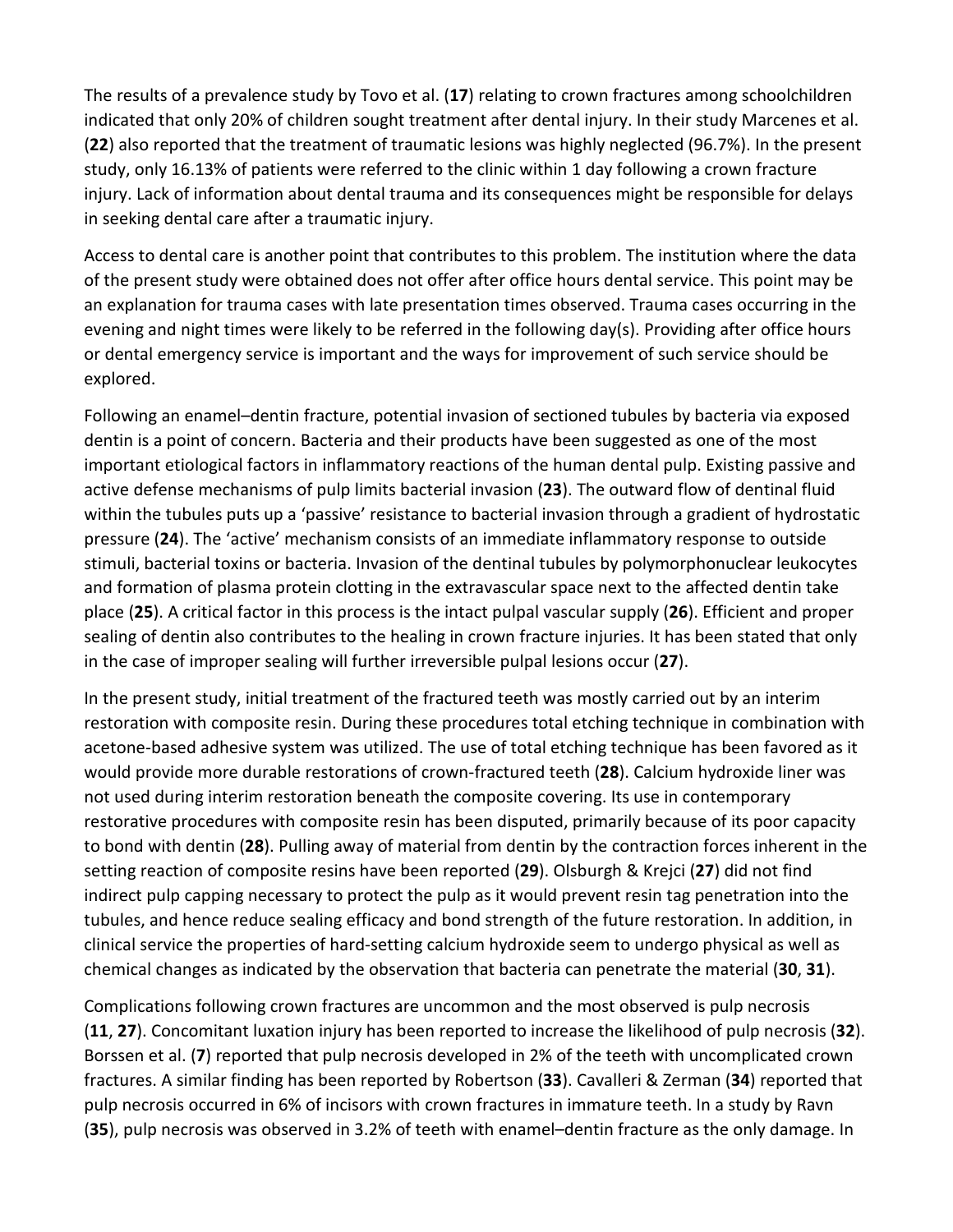The results of a prevalence study by Tovo et al. (**17**) relating to crown fractures among schoolchildren indicated that only 20% of children sought treatment after dental injury. In their study Marcenes et al. (**22**) also reported that the treatment of traumatic lesions was highly neglected (96.7%). In the present study, only 16.13% of patients were referred to the clinic within 1 day following a crown fracture injury. Lack of information about dental trauma and its consequences might be responsible for delays in seeking dental care after a traumatic injury.

Access to dental care is another point that contributes to this problem. The institution where the data of the present study were obtained does not offer after office hours dental service. This point may be an explanation for trauma cases with late presentation times observed. Trauma cases occurring in the evening and night times were likely to be referred in the following day(s). Providing after office hours or dental emergency service is important and the ways for improvement of such service should be explored.

Following an enamel–dentin fracture, potential invasion of sectioned tubules by bacteria via exposed dentin is a point of concern. Bacteria and their products have been suggested as one of the most important etiological factors in inflammatory reactions of the human dental pulp. Existing passive and active defense mechanisms of pulp limits bacterial invasion (**23**). The outward flow of dentinal fluid within the tubules puts up a 'passive' resistance to bacterial invasion through a gradient of hydrostatic pressure (**24**). The 'active' mechanism consists of an immediate inflammatory response to outside stimuli, bacterial toxins or bacteria. Invasion of the dentinal tubules by polymorphonuclear leukocytes and formation of plasma protein clotting in the extravascular space next to the affected dentin take place (**25**). A critical factor in this process is the intact pulpal vascular supply (**26**). Efficient and proper sealing of dentin also contributes to the healing in crown fracture injuries. It has been stated that only in the case of improper sealing will further irreversible pulpal lesions occur (**27**).

In the present study, initial treatment of the fractured teeth was mostly carried out by an interim restoration with composite resin. During these procedures total etching technique in combination with acetone-based adhesive system was utilized. The use of total etching technique has been favored as it would provide more durable restorations of crown-fractured teeth (**28**). Calcium hydroxide liner was not used during interim restoration beneath the composite covering. Its use in contemporary restorative procedures with composite resin has been disputed, primarily because of its poor capacity to bond with dentin (**28**). Pulling away of material from dentin by the contraction forces inherent in the setting reaction of composite resins have been reported (**29**). Olsburgh & Krejci (**27**) did not find indirect pulp capping necessary to protect the pulp as it would prevent resin tag penetration into the tubules, and hence reduce sealing efficacy and bond strength of the future restoration. In addition, in clinical service the properties of hard-setting calcium hydroxide seem to undergo physical as well as chemical changes as indicated by the observation that bacteria can penetrate the material (**30**, **31**).

Complications following crown fractures are uncommon and the most observed is pulp necrosis (**11**, **27**). Concomitant luxation injury has been reported to increase the likelihood of pulp necrosis (**32**). Borssen et al. (**7**) reported that pulp necrosis developed in 2% of the teeth with uncomplicated crown fractures. A similar finding has been reported by Robertson (**33**). Cavalleri & Zerman (**34**) reported that pulp necrosis occurred in 6% of incisors with crown fractures in immature teeth. In a study by Ravn (**35**), pulp necrosis was observed in 3.2% of teeth with enamel–dentin fracture as the only damage. In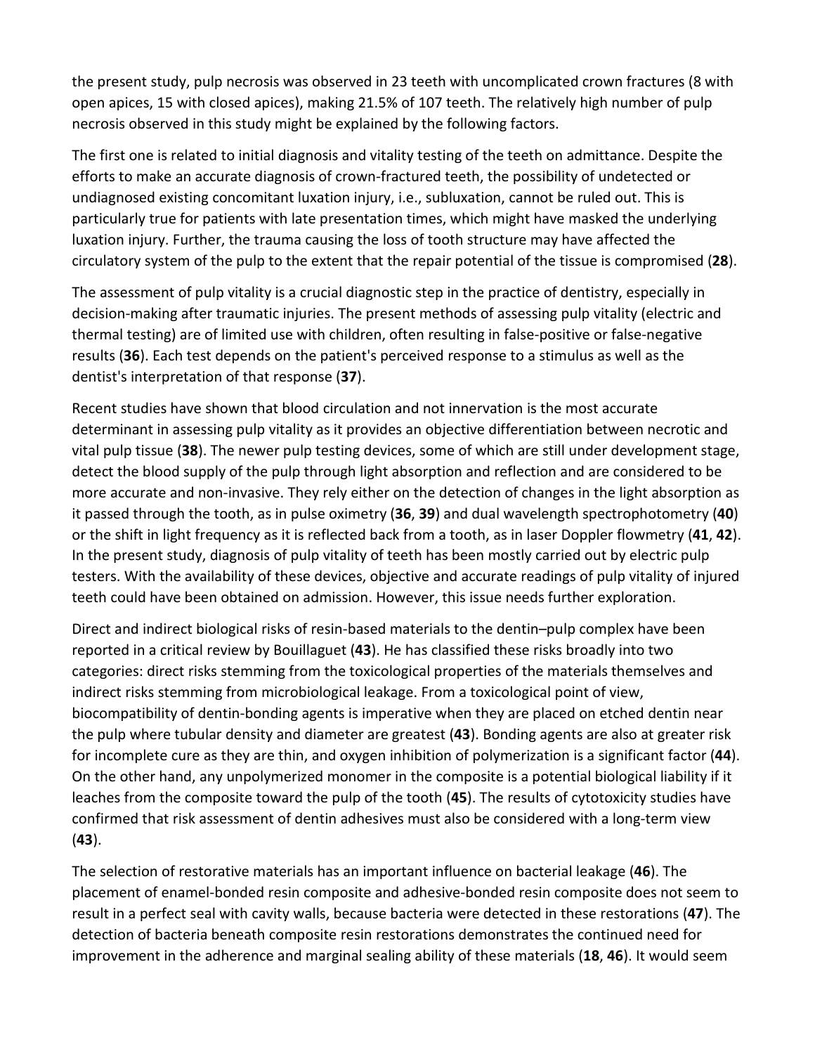the present study, pulp necrosis was observed in 23 teeth with uncomplicated crown fractures (8 with open apices, 15 with closed apices), making 21.5% of 107 teeth. The relatively high number of pulp necrosis observed in this study might be explained by the following factors.

The first one is related to initial diagnosis and vitality testing of the teeth on admittance. Despite the efforts to make an accurate diagnosis of crown-fractured teeth, the possibility of undetected or undiagnosed existing concomitant luxation injury, i.e., subluxation, cannot be ruled out. This is particularly true for patients with late presentation times, which might have masked the underlying luxation injury. Further, the trauma causing the loss of tooth structure may have affected the circulatory system of the pulp to the extent that the repair potential of the tissue is compromised (**28**).

The assessment of pulp vitality is a crucial diagnostic step in the practice of dentistry, especially in decision-making after traumatic injuries. The present methods of assessing pulp vitality (electric and thermal testing) are of limited use with children, often resulting in false-positive or false-negative results (**36**). Each test depends on the patient's perceived response to a stimulus as well as the dentist's interpretation of that response (**37**).

Recent studies have shown that blood circulation and not innervation is the most accurate determinant in assessing pulp vitality as it provides an objective differentiation between necrotic and vital pulp tissue (**38**). The newer pulp testing devices, some of which are still under development stage, detect the blood supply of the pulp through light absorption and reflection and are considered to be more accurate and non-invasive. They rely either on the detection of changes in the light absorption as it passed through the tooth, as in pulse oximetry (**36**, **39**) and dual wavelength spectrophotometry (**40**) or the shift in light frequency as it is reflected back from a tooth, as in laser Doppler flowmetry (**41**, **42**). In the present study, diagnosis of pulp vitality of teeth has been mostly carried out by electric pulp testers. With the availability of these devices, objective and accurate readings of pulp vitality of injured teeth could have been obtained on admission. However, this issue needs further exploration.

Direct and indirect biological risks of resin-based materials to the dentin–pulp complex have been reported in a critical review by Bouillaguet (**43**). He has classified these risks broadly into two categories: direct risks stemming from the toxicological properties of the materials themselves and indirect risks stemming from microbiological leakage. From a toxicological point of view, biocompatibility of dentin-bonding agents is imperative when they are placed on etched dentin near the pulp where tubular density and diameter are greatest (**43**). Bonding agents are also at greater risk for incomplete cure as they are thin, and oxygen inhibition of polymerization is a significant factor (**44**). On the other hand, any unpolymerized monomer in the composite is a potential biological liability if it leaches from the composite toward the pulp of the tooth (**45**). The results of cytotoxicity studies have confirmed that risk assessment of dentin adhesives must also be considered with a long-term view (**43**).

The selection of restorative materials has an important influence on bacterial leakage (**46**). The placement of enamel-bonded resin composite and adhesive-bonded resin composite does not seem to result in a perfect seal with cavity walls, because bacteria were detected in these restorations (**47**). The detection of bacteria beneath composite resin restorations demonstrates the continued need for improvement in the adherence and marginal sealing ability of these materials (**18**, **46**). It would seem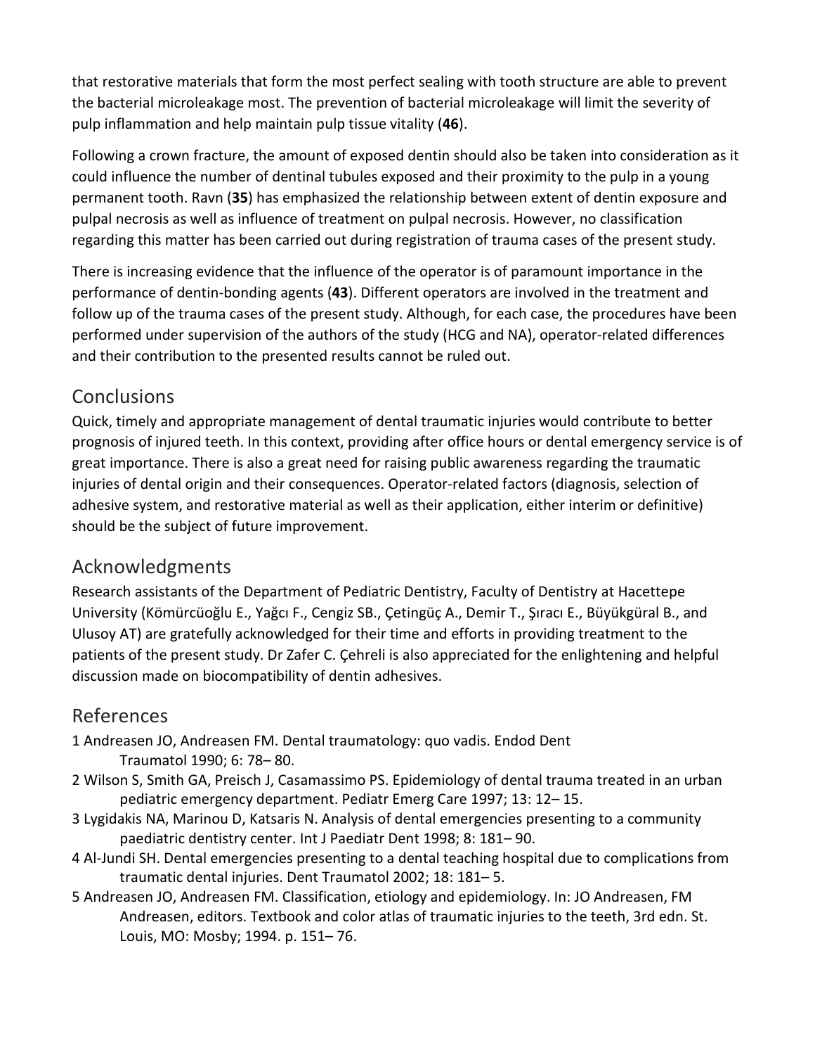that restorative materials that form the most perfect sealing with tooth structure are able to prevent the bacterial microleakage most. The prevention of bacterial microleakage will limit the severity of pulp inflammation and help maintain pulp tissue vitality (**46**).

Following a crown fracture, the amount of exposed dentin should also be taken into consideration as it could influence the number of dentinal tubules exposed and their proximity to the pulp in a young permanent tooth. Ravn (**35**) has emphasized the relationship between extent of dentin exposure and pulpal necrosis as well as influence of treatment on pulpal necrosis. However, no classification regarding this matter has been carried out during registration of trauma cases of the present study.

There is increasing evidence that the influence of the operator is of paramount importance in the performance of dentin-bonding agents (**43**). Different operators are involved in the treatment and follow up of the trauma cases of the present study. Although, for each case, the procedures have been performed under supervision of the authors of the study (HCG and NA), operator-related differences and their contribution to the presented results cannot be ruled out.

## Conclusions

Quick, timely and appropriate management of dental traumatic injuries would contribute to better prognosis of injured teeth. In this context, providing after office hours or dental emergency service is of great importance. There is also a great need for raising public awareness regarding the traumatic injuries of dental origin and their consequences. Operator-related factors (diagnosis, selection of adhesive system, and restorative material as well as their application, either interim or definitive) should be the subject of future improvement.

## Acknowledgments

Research assistants of the Department of Pediatric Dentistry, Faculty of Dentistry at Hacettepe University (Kömürcüoğlu E., Yağcı F., Cengiz SB., Çetingüç A., Demir T., Şıracı E., Büyükgüral B., and Ulusoy AT) are gratefully acknowledged for their time and efforts in providing treatment to the patients of the present study. Dr Zafer C. Çehreli is also appreciated for the enlightening and helpful discussion made on biocompatibility of dentin adhesives.

## References

1 Andreasen JO, Andreasen FM. Dental traumatology: quo vadis. Endod Dent Traumatol 1990; 6: 78– 80.

2 Wilson S, Smith GA, Preisch J, Casamassimo PS. Epidemiology of dental trauma treated in an urban pediatric emergency department. Pediatr Emerg Care 1997; 13: 12– 15.

3 Lygidakis NA, Marinou D, Katsaris N. Analysis of dental emergencies presenting to a community paediatric dentistry center. Int J Paediatr Dent 1998; 8: 181– 90.

4 Al-Jundi SH. Dental emergencies presenting to a dental teaching hospital due to complications from traumatic dental injuries. Dent Traumatol 2002; 18: 181– 5.

5 Andreasen JO, Andreasen FM. Classification, etiology and epidemiology. In: JO Andreasen, FM Andreasen, editors. Textbook and color atlas of traumatic injuries to the teeth, 3rd edn. St. Louis, MO: Mosby; 1994. p. 151– 76.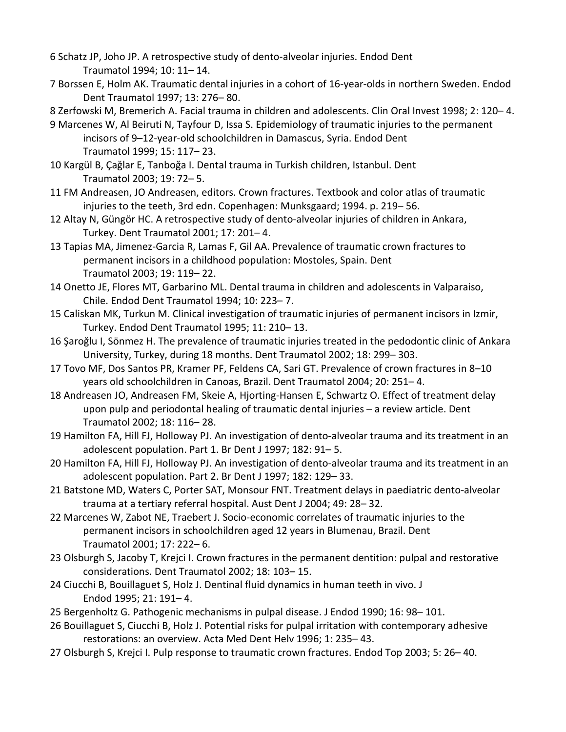6 Schatz JP, Joho JP. A retrospective study of dento-alveolar injuries. Endod Dent Traumatol 1994; 10: 11– 14.

7 Borssen E, Holm AK. Traumatic dental injuries in a cohort of 16-year-olds in northern Sweden. Endod Dent Traumatol 1997; 13: 276– 80.

8 Zerfowski M, Bremerich A. Facial trauma in children and adolescents. Clin Oral Invest 1998; 2: 120– 4.

9 Marcenes W, Al Beiruti N, Tayfour D, Issa S. Epidemiology of traumatic injuries to the permanent incisors of 9–12-year-old schoolchildren in Damascus, Syria. Endod Dent Traumatol 1999; 15: 117– 23.

10 Kargül B, Çağlar E, Tanboğa I. Dental trauma in Turkish children, Istanbul. Dent Traumatol 2003; 19: 72– 5.

11 FM Andreasen, JO Andreasen, editors. Crown fractures. Textbook and color atlas of traumatic injuries to the teeth, 3rd edn. Copenhagen: Munksgaard; 1994. p. 219– 56.

12 Altay N, Güngör HC. A retrospective study of dento-alveolar injuries of children in Ankara, Turkey. Dent Traumatol 2001; 17: 201– 4.

13 Tapias MA, Jimenez-Garcia R, Lamas F, Gil AA. Prevalence of traumatic crown fractures to permanent incisors in a childhood population: Mostoles, Spain. Dent Traumatol 2003; 19: 119– 22.

14 Onetto JE, Flores MT, Garbarino ML. Dental trauma in children and adolescents in Valparaiso, Chile. Endod Dent Traumatol 1994; 10: 223– 7.

15 Caliskan MK, Turkun M. Clinical investigation of traumatic injuries of permanent incisors in Izmir, Turkey. Endod Dent Traumatol 1995; 11: 210– 13.

16 Şaroğlu I, Sönmez H. The prevalence of traumatic injuries treated in the pedodontic clinic of Ankara University, Turkey, during 18 months. Dent Traumatol 2002; 18: 299– 303.

17 Tovo MF, Dos Santos PR, Kramer PF, Feldens CA, Sari GT. Prevalence of crown fractures in 8–10 years old schoolchildren in Canoas, Brazil. Dent Traumatol 2004; 20: 251– 4.

18 Andreasen JO, Andreasen FM, Skeie A, Hjorting-Hansen E, Schwartz O. Effect of treatment delay upon pulp and periodontal healing of traumatic dental injuries – a review article. Dent Traumatol 2002; 18: 116– 28.

19 Hamilton FA, Hill FJ, Holloway PJ. An investigation of dento-alveolar trauma and its treatment in an adolescent population. Part 1. Br Dent J 1997; 182: 91– 5.

20 Hamilton FA, Hill FJ, Holloway PJ. An investigation of dento-alveolar trauma and its treatment in an adolescent population. Part 2. Br Dent J 1997; 182: 129– 33.

21 Batstone MD, Waters C, Porter SAT, Monsour FNT. Treatment delays in paediatric dento-alveolar trauma at a tertiary referral hospital. Aust Dent J 2004; 49: 28– 32.

22 Marcenes W, Zabot NE, Traebert J. Socio-economic correlates of traumatic injuries to the permanent incisors in schoolchildren aged 12 years in Blumenau, Brazil. Dent Traumatol 2001; 17: 222– 6.

23 Olsburgh S, Jacoby T, Krejci I. Crown fractures in the permanent dentition: pulpal and restorative considerations. Dent Traumatol 2002; 18: 103– 15.

24 Ciucchi B, Bouillaguet S, Holz J. Dentinal fluid dynamics in human teeth in vivo. J Endod 1995; 21: 191– 4.

25 Bergenholtz G. Pathogenic mechanisms in pulpal disease. J Endod 1990; 16: 98– 101.

26 Bouillaguet S, Ciucchi B, Holz J. Potential risks for pulpal irritation with contemporary adhesive restorations: an overview. Acta Med Dent Helv 1996; 1: 235– 43.

27 Olsburgh S, Krejci I. Pulp response to traumatic crown fractures. Endod Top 2003; 5: 26– 40.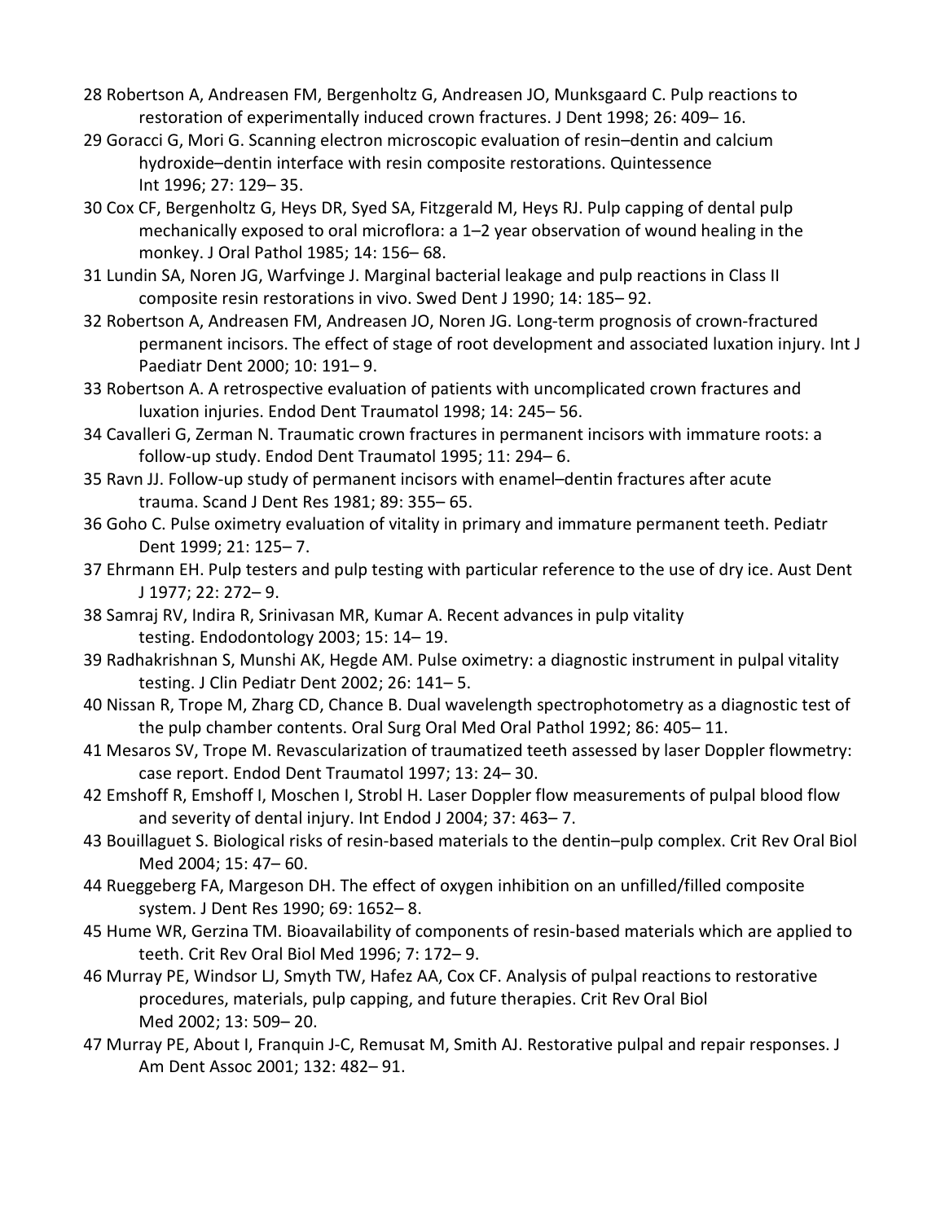28 Robertson A, Andreasen FM, Bergenholtz G, Andreasen JO, Munksgaard C. Pulp reactions to restoration of experimentally induced crown fractures. J Dent 1998; 26: 409– 16.

29 Goracci G, Mori G. Scanning electron microscopic evaluation of resin–dentin and calcium hydroxide–dentin interface with resin composite restorations. Quintessence Int 1996; 27: 129– 35.

30 Cox CF, Bergenholtz G, Heys DR, Syed SA, Fitzgerald M, Heys RJ. Pulp capping of dental pulp mechanically exposed to oral microflora: a 1–2 year observation of wound healing in the monkey. J Oral Pathol 1985; 14: 156– 68.

31 Lundin SA, Noren JG, Warfvinge J. Marginal bacterial leakage and pulp reactions in Class II composite resin restorations in vivo. Swed Dent J 1990; 14: 185– 92.

32 Robertson A, Andreasen FM, Andreasen JO, Noren JG. Long-term prognosis of crown-fractured permanent incisors. The effect of stage of root development and associated luxation injury. Int J Paediatr Dent 2000; 10: 191– 9.

33 Robertson A. A retrospective evaluation of patients with uncomplicated crown fractures and luxation injuries. Endod Dent Traumatol 1998; 14: 245– 56.

34 Cavalleri G, Zerman N. Traumatic crown fractures in permanent incisors with immature roots: a follow-up study. Endod Dent Traumatol 1995; 11: 294– 6.

35 Ravn JJ. Follow-up study of permanent incisors with enamel–dentin fractures after acute trauma. Scand J Dent Res 1981; 89: 355– 65.

36 Goho C. Pulse oximetry evaluation of vitality in primary and immature permanent teeth. Pediatr Dent 1999; 21: 125– 7.

37 Ehrmann EH. Pulp testers and pulp testing with particular reference to the use of dry ice. Aust Dent J 1977; 22: 272– 9.

38 Samraj RV, Indira R, Srinivasan MR, Kumar A. Recent advances in pulp vitality testing. Endodontology 2003; 15: 14– 19.

39 Radhakrishnan S, Munshi AK, Hegde AM. Pulse oximetry: a diagnostic instrument in pulpal vitality testing. J Clin Pediatr Dent 2002; 26: 141– 5.

40 Nissan R, Trope M, Zharg CD, Chance B. Dual wavelength spectrophotometry as a diagnostic test of the pulp chamber contents. Oral Surg Oral Med Oral Pathol 1992; 86: 405– 11.

41 Mesaros SV, Trope M. Revascularization of traumatized teeth assessed by laser Doppler flowmetry: case report. Endod Dent Traumatol 1997; 13: 24– 30.

42 Emshoff R, Emshoff I, Moschen I, Strobl H. Laser Doppler flow measurements of pulpal blood flow and severity of dental injury. Int Endod J 2004; 37: 463– 7.

43 Bouillaguet S. Biological risks of resin-based materials to the dentin–pulp complex. Crit Rev Oral Biol Med 2004; 15: 47– 60.

44 Rueggeberg FA, Margeson DH. The effect of oxygen inhibition on an unfilled/filled composite system. J Dent Res 1990; 69: 1652– 8.

45 Hume WR, Gerzina TM. Bioavailability of components of resin-based materials which are applied to teeth. Crit Rev Oral Biol Med 1996; 7: 172– 9.

46 Murray PE, Windsor LJ, Smyth TW, Hafez AA, Cox CF. Analysis of pulpal reactions to restorative procedures, materials, pulp capping, and future therapies. Crit Rev Oral Biol Med 2002; 13: 509– 20.

47 Murray PE, About I, Franquin J-C, Remusat M, Smith AJ. Restorative pulpal and repair responses. J Am Dent Assoc 2001; 132: 482– 91.